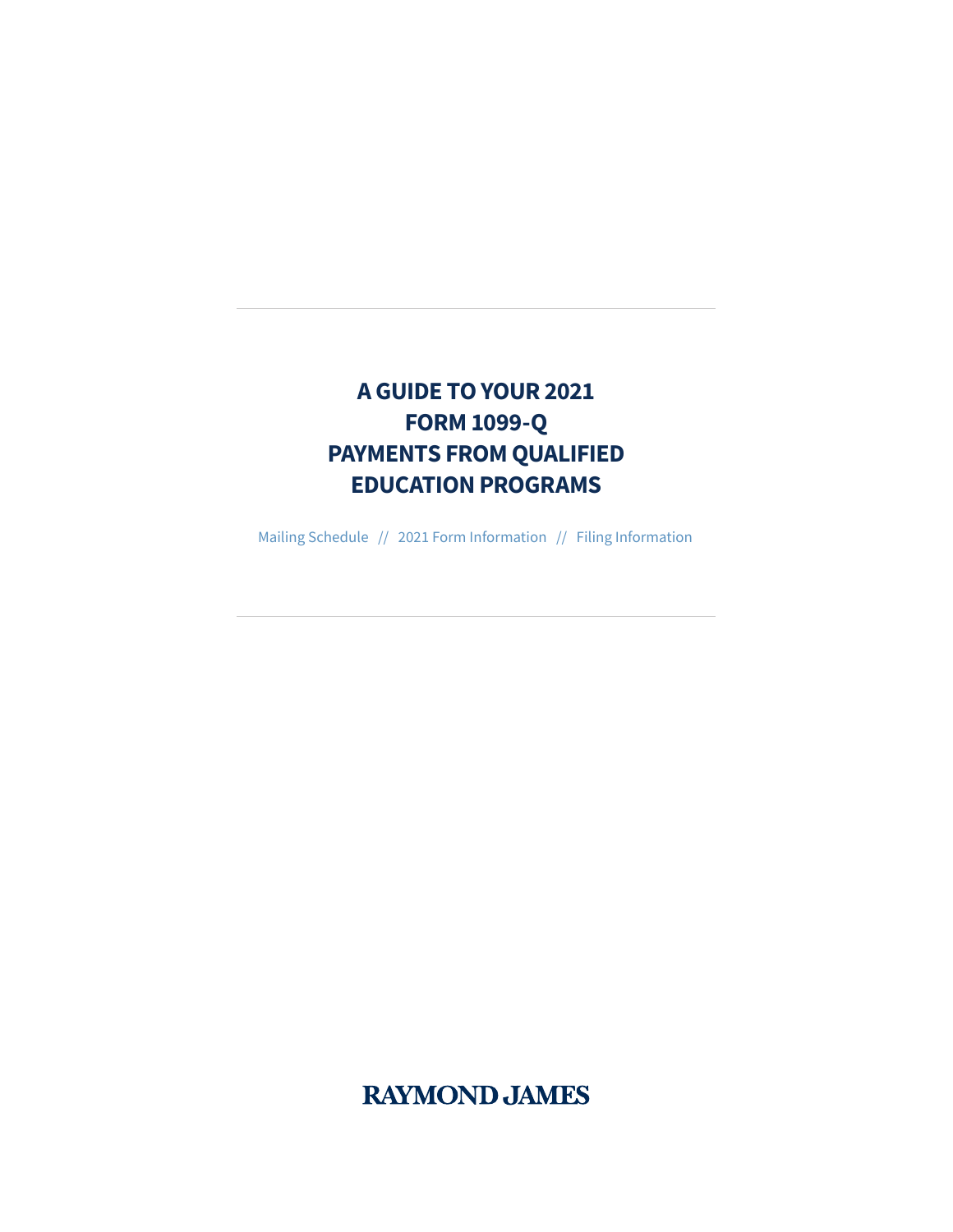# A GUIDE TO YOUR 2021 FORM 1099-Q PAYMENTS FROM QUALIFIED EDUCATION PROGRAMS

Mailing Schedule // 2021 Form Information // Filing Information

RAYMOND JAMES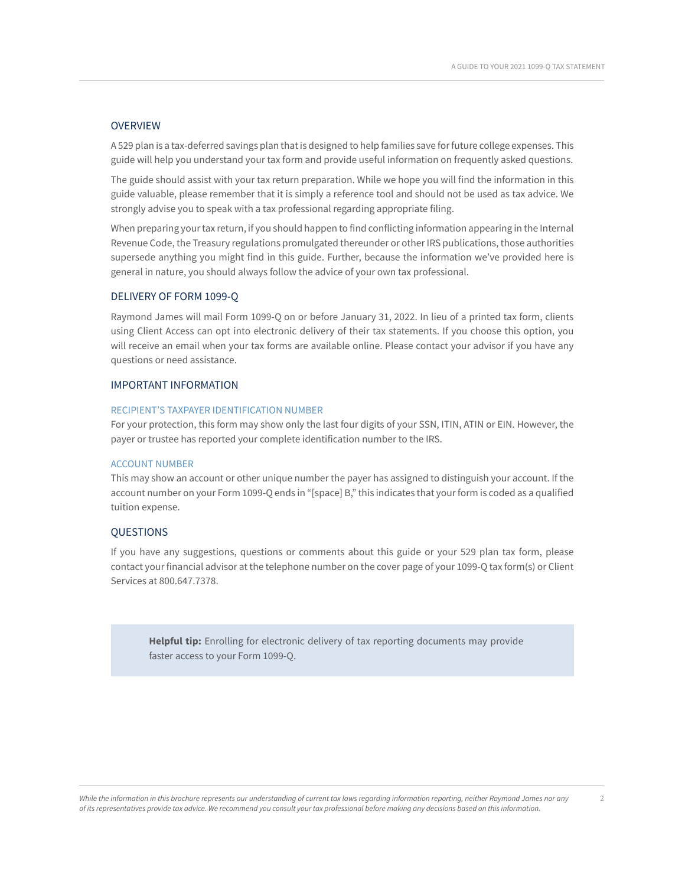## OVERVIEW

A 529 plan is a tax-deferred savings plan that is designed to help families save for future college expenses. This guide will help you understand your tax form and provide useful information on frequently asked questions.

The guide should assist with your tax return preparation. While we hope you will find the information in this guide valuable, please remember that it is simply a reference tool and should not be used as tax advice. We strongly advise you to speak with a tax professional regarding appropriate filing.

When preparing your tax return, if you should happen to find conflicting information appearing in the Internal Revenue Code, the Treasury regulations promulgated thereunder or other IRS publications, those authorities supersede anything you might find in this guide. Further, because the information we've provided here is general in nature, you should always follow the advice of your own tax professional.

## DELIVERY OF FORM 1099-Q

Raymond James will mail Form 1099-Q on or before January 31, 2022. In lieu of a printed tax form, clients using Client Access can opt into electronic delivery of their tax statements. If you choose this option, you will receive an email when your tax forms are available online. Please contact your advisor if you have any questions or need assistance.

## IMPORTANT INFORMATION

### RECIPIENT'S TAXPAYER IDENTIFICATION NUMBER

For your protection, this form may show only the last four digits of your SSN, ITIN, ATIN or EIN. However, the payer or trustee has reported your complete identification number to the IRS.

### ACCOUNT NUMBER

This may show an account or other unique number the payer has assigned to distinguish your account. If the account number on your Form 1099-Q ends in "[space] B," this indicates that your form is coded as a qualified tuition expense.

## QUESTIONS

If you have any suggestions, questions or comments about this guide or your 529 plan tax form, please contact your financial advisor at the telephone number on the cover page of your 1099-Q tax form(s) or Client Services at 800.647.7378.

> **Helpful tip:** Enrolling for electronic delivery of tax reporting documents may provide faster access to your Form 1099-Q.

*While the information in this brochure represents our understanding of current tax laws regarding information reporting, neither Raymond James nor any of its representatives provide tax advice. We recommend you consult your tax professional before making any decisions based on this information.*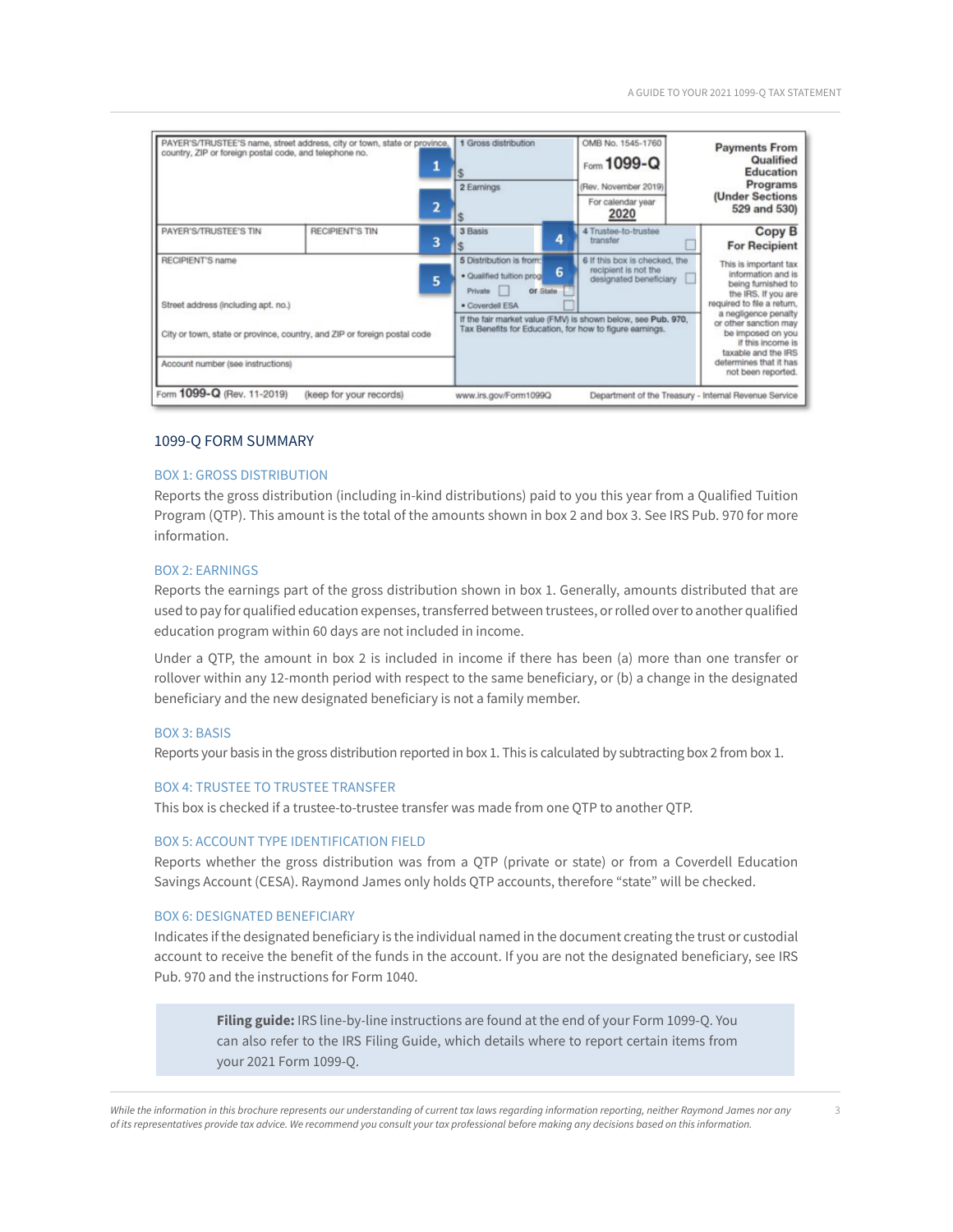| PAYER'S/TRUSTEE'S name, street address, city or town, state or province, country, ZIP or foreign postal code, and telephone no. | | 1 Gross distribution $ | OMB No. 1545-1760 Form **1099-Q** (Rev. November 2019) | **Payments From Qualified Education Programs (Under Sections 529 and 530)** |
|---|---|---|---|---|
| | | 2 Earnings $ | For calendar year **2020** | |
| PAYER'S/TRUSTEE'S TIN | RECIPIENT'S TIN | 3 Basis $ | 4 Trustee-to-trustee transfer ☐ | **Copy B For Recipient** |
| RECIPIENT'S name | | 5 Distribution is from: • Qualified tuition prog Private ☐ or State ☐ • Coverdell ESA ☐ | 6 If this box is checked, the recipient is not the designated beneficiary ☐ | This is important tax information and is being furnished to the IRS. If you are required to file a return, a negligence penalty or other sanction may be imposed on you if this income is taxable and the IRS determines that it has not been reported. |
| Street address (including apt. no.) | | If the fair market value (FMV) is shown below, see **Pub. 970**, Tax Benefits for Education, for how to figure earnings. | | |
| City or town, state or province, country, and ZIP or foreign postal code | | | | |
| Account number (see instructions) | | | | |

Form **1099-Q** (Rev. 11-2019) (keep for your records) www.irs.gov/Form1099Q Department of the Treasury - Internal Revenue Service

## 1099-Q FORM SUMMARY

### BOX 1: GROSS DISTRIBUTION

Reports the gross distribution (including in-kind distributions) paid to you this year from a Qualified Tuition Program (QTP). This amount is the total of the amounts shown in box 2 and box 3. See IRS Pub. 970 for more information.

### BOX 2: EARNINGS

Reports the earnings part of the gross distribution shown in box 1. Generally, amounts distributed that are used to pay for qualified education expenses, transferred between trustees, or rolled over to another qualified education program within 60 days are not included in income.

Under a QTP, the amount in box 2 is included in income if there has been (a) more than one transfer or rollover within any 12-month period with respect to the same beneficiary, or (b) a change in the designated beneficiary and the new designated beneficiary is not a family member.

### BOX 3: BASIS

Reports your basis in the gross distribution reported in box 1. This is calculated by subtracting box 2 from box 1.

### BOX 4: TRUSTEE TO TRUSTEE TRANSFER

This box is checked if a trustee-to-trustee transfer was made from one QTP to another QTP.

### BOX 5: ACCOUNT TYPE IDENTIFICATION FIELD

Reports whether the gross distribution was from a QTP (private or state) or from a Coverdell Education Savings Account (CESA). Raymond James only holds QTP accounts, therefore "state" will be checked.

### BOX 6: DESIGNATED BENEFICIARY

Indicates if the designated beneficiary is the individual named in the document creating the trust or custodial account to receive the benefit of the funds in the account. If you are not the designated beneficiary, see IRS Pub. 970 and the instructions for Form 1040.

> **Filing guide:** IRS line-by-line instructions are found at the end of your Form 1099-Q. You can also refer to the IRS Filing Guide, which details where to report certain items from your 2021 Form 1099-Q.

*While the information in this brochure represents our understanding of current tax laws regarding information reporting, neither Raymond James nor any of its representatives provide tax advice. We recommend you consult your tax professional before making any decisions based on this information.*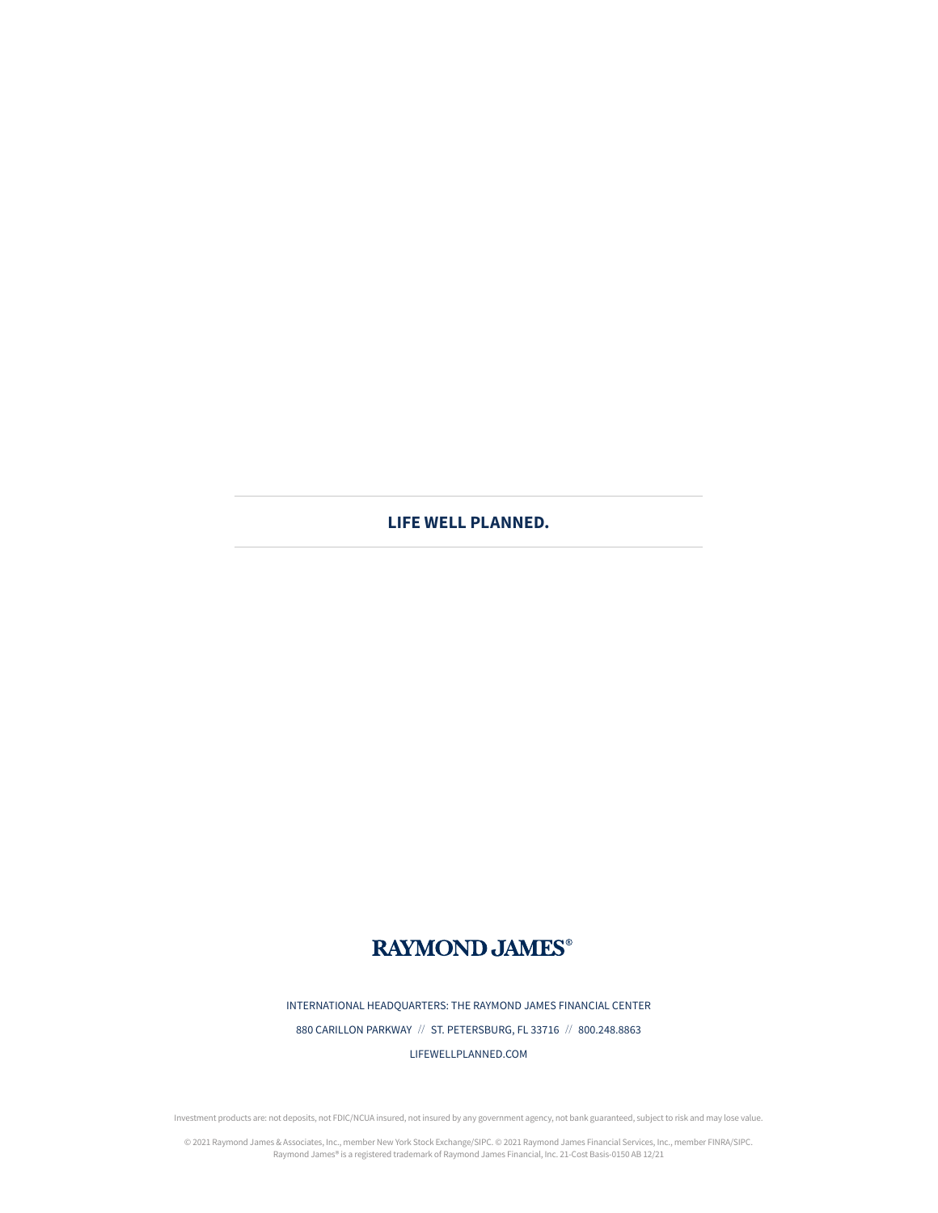**LIFE WELL PLANNED.**

**RAYMOND JAMES®**

INTERNATIONAL HEADQUARTERS: THE RAYMOND JAMES FINANCIAL CENTER

880 CARILLON PARKWAY // ST. PETERSBURG, FL 33716 // 800.248.8863

LIFEWELLPLANNED.COM

Investment products are: not deposits, not FDIC/NCUA insured, not insured by any government agency, not bank guaranteed, subject to risk and may lose value.

© 2021 Raymond James & Associates, Inc., member New York Stock Exchange/SIPC. © 2021 Raymond James Financial Services, Inc., member FINRA/SIPC.
Raymond James® is a registered trademark of Raymond James Financial, Inc. 21-Cost Basis-0150 AB 12/21